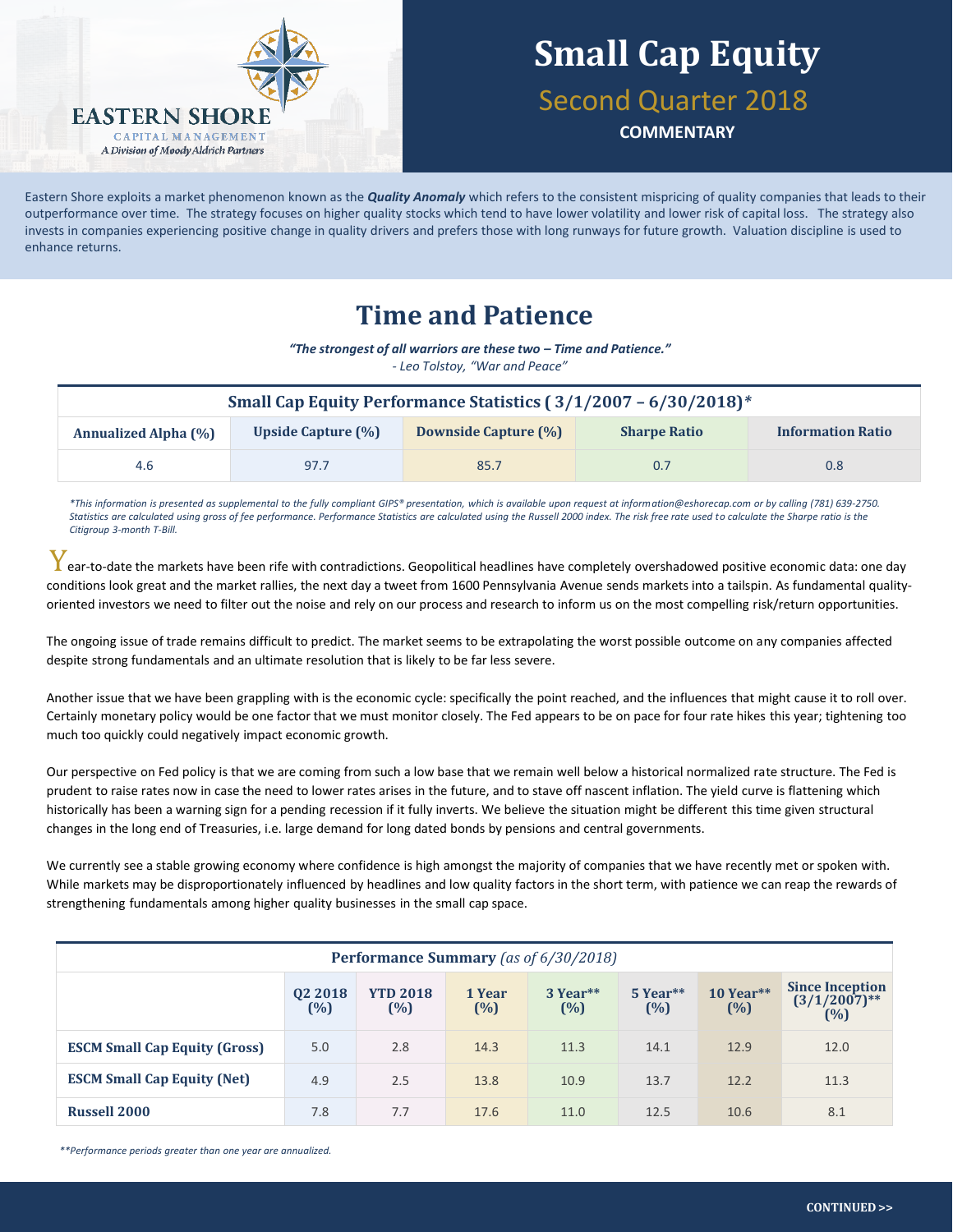EASTERN SHORE
CAPITAL MANAGEMENT
*A Division of Moody Aldrich Partners*

# Small Cap Equity

## Second Quarter 2018

**COMMENTARY**

Eastern Shore exploits a market phenomenon known as the ***Quality Anomaly*** which refers to the consistent mispricing of quality companies that leads to their outperformance over time. The strategy focuses on higher quality stocks which tend to have lower volatility and lower risk of capital loss. The strategy also invests in companies experiencing positive change in quality drivers and prefers those with long runways for future growth. Valuation discipline is used to enhance returns.

## Time and Patience

***"The strongest of all warriors are these two – Time and Patience."***
*- Leo Tolstoy, "War and Peace"*

| Small Cap Equity Performance Statistics ( 3/1/2007 – 6/30/2018)* | | | | |
|---|---|---|---|---|
| **Annualized Alpha (%)** | **Upside Capture (%)** | **Downside Capture (%)** | **Sharpe Ratio** | **Information Ratio** |
| 4.6 | 97.7 | 85.7 | 0.7 | 0.8 |

*\*This information is presented as supplemental to the fully compliant GIPS® presentation, which is available upon request at information@eshorecap.com or by calling (781) 639-2750. Statistics are calculated using gross of fee performance. Performance Statistics are calculated using the Russell 2000 index. The risk free rate used to calculate the Sharpe ratio is the Citigroup 3-month T-Bill.*

Year-to-date the markets have been rife with contradictions. Geopolitical headlines have completely overshadowed positive economic data: one day conditions look great and the market rallies, the next day a tweet from 1600 Pennsylvania Avenue sends markets into a tailspin. As fundamental quality-oriented investors we need to filter out the noise and rely on our process and research to inform us on the most compelling risk/return opportunities.

The ongoing issue of trade remains difficult to predict. The market seems to be extrapolating the worst possible outcome on any companies affected despite strong fundamentals and an ultimate resolution that is likely to be far less severe.

Another issue that we have been grappling with is the economic cycle: specifically the point reached, and the influences that might cause it to roll over. Certainly monetary policy would be one factor that we must monitor closely. The Fed appears to be on pace for four rate hikes this year; tightening too much too quickly could negatively impact economic growth.

Our perspective on Fed policy is that we are coming from such a low base that we remain well below a historical normalized rate structure. The Fed is prudent to raise rates now in case the need to lower rates arises in the future, and to stave off nascent inflation. The yield curve is flattening which historically has been a warning sign for a pending recession if it fully inverts. We believe the situation might be different this time given structural changes in the long end of Treasuries, i.e. large demand for long dated bonds by pensions and central governments.

We currently see a stable growing economy where confidence is high amongst the majority of companies that we have recently met or spoken with. While markets may be disproportionately influenced by headlines and low quality factors in the short term, with patience we can reap the rewards of strengthening fundamentals among higher quality businesses in the small cap space.

| **Performance Summary** *(as of 6/30/2018)* | | | | | | | |
|---|---|---|---|---|---|---|---|
| | **Q2 2018 (%)** | **YTD 2018 (%)** | **1 Year (%)** | **3 Year\*\* (%)** | **5 Year\*\* (%)** | **10 Year\*\* (%)** | **Since Inception (3/1/2007)\*\* (%)** |
| **ESCM Small Cap Equity (Gross)** | 5.0 | 2.8 | 14.3 | 11.3 | 14.1 | 12.9 | 12.0 |
| **ESCM Small Cap Equity (Net)** | 4.9 | 2.5 | 13.8 | 10.9 | 13.7 | 12.2 | 11.3 |
| **Russell 2000** | 7.8 | 7.7 | 17.6 | 11.0 | 12.5 | 10.6 | 8.1 |

*\*\*Performance periods greater than one year are annualized.*

**CONTINUED >>**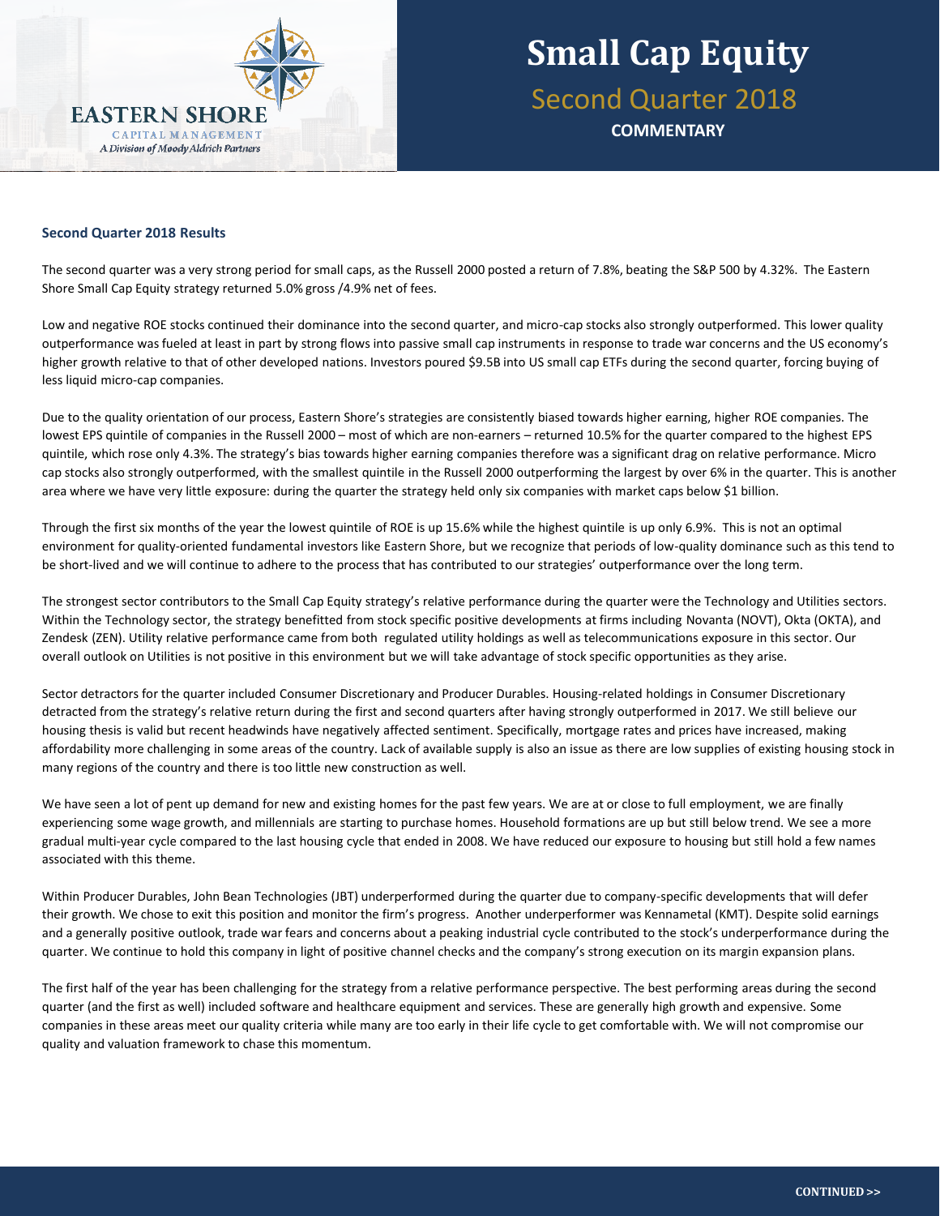# Small Cap Equity

## Second Quarter 2018

**COMMENTARY**

### Second Quarter 2018 Results

The second quarter was a very strong period for small caps, as the Russell 2000 posted a return of 7.8%, beating the S&P 500 by 4.32%. The Eastern Shore Small Cap Equity strategy returned 5.0% gross /4.9% net of fees.

Low and negative ROE stocks continued their dominance into the second quarter, and micro-cap stocks also strongly outperformed. This lower quality outperformance was fueled at least in part by strong flows into passive small cap instruments in response to trade war concerns and the US economy's higher growth relative to that of other developed nations. Investors poured $9.5B into US small cap ETFs during the second quarter, forcing buying of less liquid micro-cap companies.

Due to the quality orientation of our process, Eastern Shore's strategies are consistently biased towards higher earning, higher ROE companies. The lowest EPS quintile of companies in the Russell 2000 – most of which are non-earners – returned 10.5% for the quarter compared to the highest EPS quintile, which rose only 4.3%. The strategy's bias towards higher earning companies therefore was a significant drag on relative performance. Micro cap stocks also strongly outperformed, with the smallest quintile in the Russell 2000 outperforming the largest by over 6% in the quarter. This is another area where we have very little exposure: during the quarter the strategy held only six companies with market caps below $1 billion.

Through the first six months of the year the lowest quintile of ROE is up 15.6% while the highest quintile is up only 6.9%. This is not an optimal environment for quality-oriented fundamental investors like Eastern Shore, but we recognize that periods of low-quality dominance such as this tend to be short-lived and we will continue to adhere to the process that has contributed to our strategies' outperformance over the long term.

The strongest sector contributors to the Small Cap Equity strategy's relative performance during the quarter were the Technology and Utilities sectors. Within the Technology sector, the strategy benefitted from stock specific positive developments at firms including Novanta (NOVT), Okta (OKTA), and Zendesk (ZEN). Utility relative performance came from both regulated utility holdings as well as telecommunications exposure in this sector. Our overall outlook on Utilities is not positive in this environment but we will take advantage of stock specific opportunities as they arise.

Sector detractors for the quarter included Consumer Discretionary and Producer Durables. Housing-related holdings in Consumer Discretionary detracted from the strategy's relative return during the first and second quarters after having strongly outperformed in 2017. We still believe our housing thesis is valid but recent headwinds have negatively affected sentiment. Specifically, mortgage rates and prices have increased, making affordability more challenging in some areas of the country. Lack of available supply is also an issue as there are low supplies of existing housing stock in many regions of the country and there is too little new construction as well.

We have seen a lot of pent up demand for new and existing homes for the past few years. We are at or close to full employment, we are finally experiencing some wage growth, and millennials are starting to purchase homes. Household formations are up but still below trend. We see a more gradual multi-year cycle compared to the last housing cycle that ended in 2008. We have reduced our exposure to housing but still hold a few names associated with this theme.

Within Producer Durables, John Bean Technologies (JBT) underperformed during the quarter due to company-specific developments that will defer their growth. We chose to exit this position and monitor the firm's progress. Another underperformer was Kennametal (KMT). Despite solid earnings and a generally positive outlook, trade war fears and concerns about a peaking industrial cycle contributed to the stock's underperformance during the quarter. We continue to hold this company in light of positive channel checks and the company's strong execution on its margin expansion plans.

The first half of the year has been challenging for the strategy from a relative performance perspective. The best performing areas during the second quarter (and the first as well) included software and healthcare equipment and services. These are generally high growth and expensive. Some companies in these areas meet our quality criteria while many are too early in their life cycle to get comfortable with. We will not compromise our quality and valuation framework to chase this momentum.

**CONTINUED >>**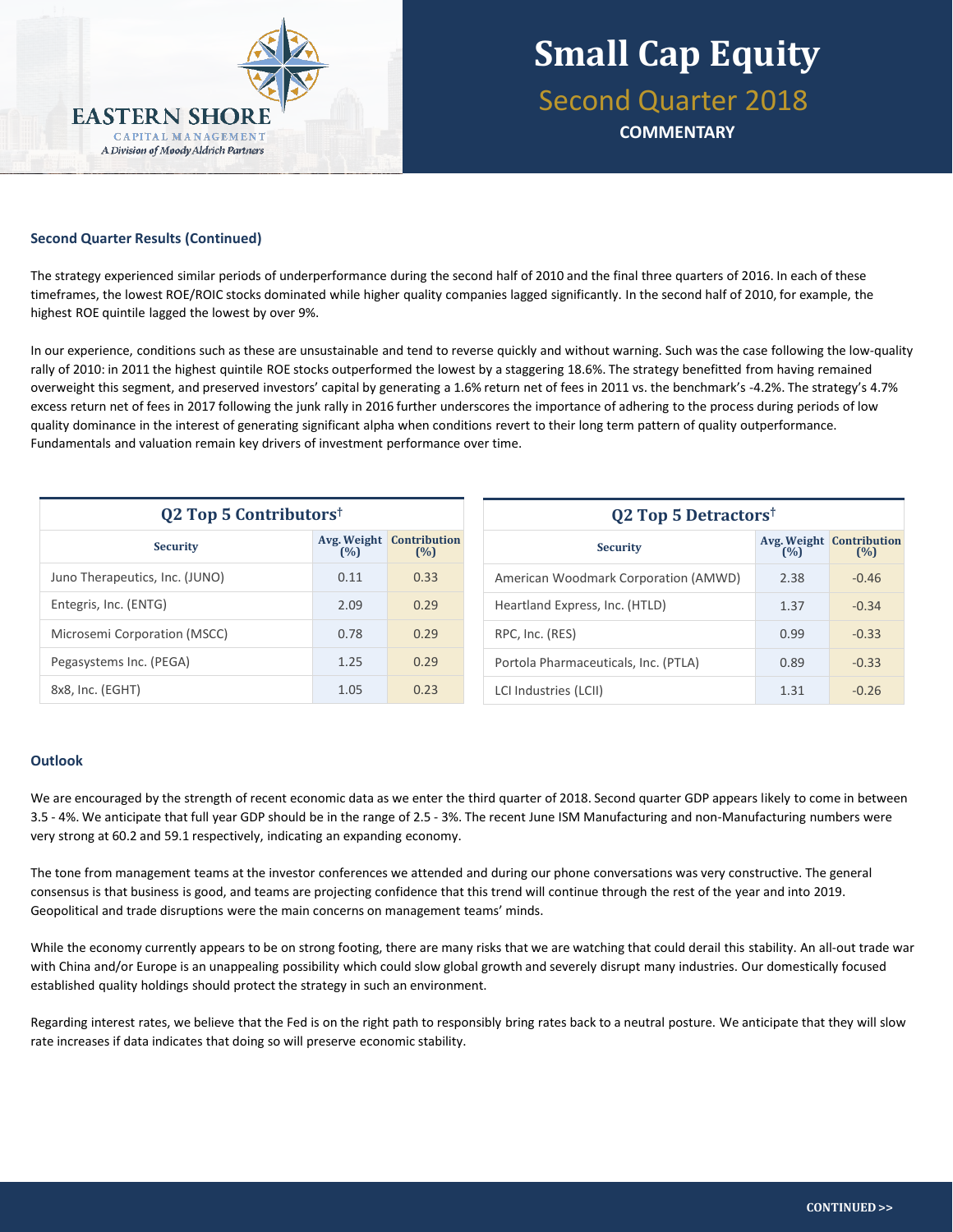# Small Cap Equity

## Second Quarter 2018

**COMMENTARY**

### Second Quarter Results (Continued)

The strategy experienced similar periods of underperformance during the second half of 2010 and the final three quarters of 2016. In each of these timeframes, the lowest ROE/ROIC stocks dominated while higher quality companies lagged significantly. In the second half of 2010, for example, the highest ROE quintile lagged the lowest by over 9%.

In our experience, conditions such as these are unsustainable and tend to reverse quickly and without warning. Such was the case following the low-quality rally of 2010: in 2011 the highest quintile ROE stocks outperformed the lowest by a staggering 18.6%. The strategy benefitted from having remained overweight this segment, and preserved investors' capital by generating a 1.6% return net of fees in 2011 vs. the benchmark's -4.2%. The strategy's 4.7% excess return net of fees in 2017 following the junk rally in 2016 further underscores the importance of adhering to the process during periods of low quality dominance in the interest of generating significant alpha when conditions revert to their long term pattern of quality outperformance. Fundamentals and valuation remain key drivers of investment performance over time.

**Q2 Top 5 Contributors†**

| Security | Avg. Weight (%) | Contribution (%) |
|---|---|---|
| Juno Therapeutics, Inc. (JUNO) | 0.11 | 0.33 |
| Entegris, Inc. (ENTG) | 2.09 | 0.29 |
| Microsemi Corporation (MSCC) | 0.78 | 0.29 |
| Pegasystems Inc. (PEGA) | 1.25 | 0.29 |
| 8x8, Inc. (EGHT) | 1.05 | 0.23 |

**Q2 Top 5 Detractors†**

| Security | Avg. Weight (%) | Contribution (%) |
|---|---|---|
| American Woodmark Corporation (AMWD) | 2.38 | -0.46 |
| Heartland Express, Inc. (HTLD) | 1.37 | -0.34 |
| RPC, Inc. (RES) | 0.99 | -0.33 |
| Portola Pharmaceuticals, Inc. (PTLA) | 0.89 | -0.33 |
| LCI Industries (LCII) | 1.31 | -0.26 |

### Outlook

We are encouraged by the strength of recent economic data as we enter the third quarter of 2018. Second quarter GDP appears likely to come in between 3.5 - 4%. We anticipate that full year GDP should be in the range of 2.5 - 3%. The recent June ISM Manufacturing and non-Manufacturing numbers were very strong at 60.2 and 59.1 respectively, indicating an expanding economy.

The tone from management teams at the investor conferences we attended and during our phone conversations was very constructive. The general consensus is that business is good, and teams are projecting confidence that this trend will continue through the rest of the year and into 2019. Geopolitical and trade disruptions were the main concerns on management teams' minds.

While the economy currently appears to be on strong footing, there are many risks that we are watching that could derail this stability. An all-out trade war with China and/or Europe is an unappealing possibility which could slow global growth and severely disrupt many industries. Our domestically focused established quality holdings should protect the strategy in such an environment.

Regarding interest rates, we believe that the Fed is on the right path to responsibly bring rates back to a neutral posture. We anticipate that they will slow rate increases if data indicates that doing so will preserve economic stability.

CONTINUED >>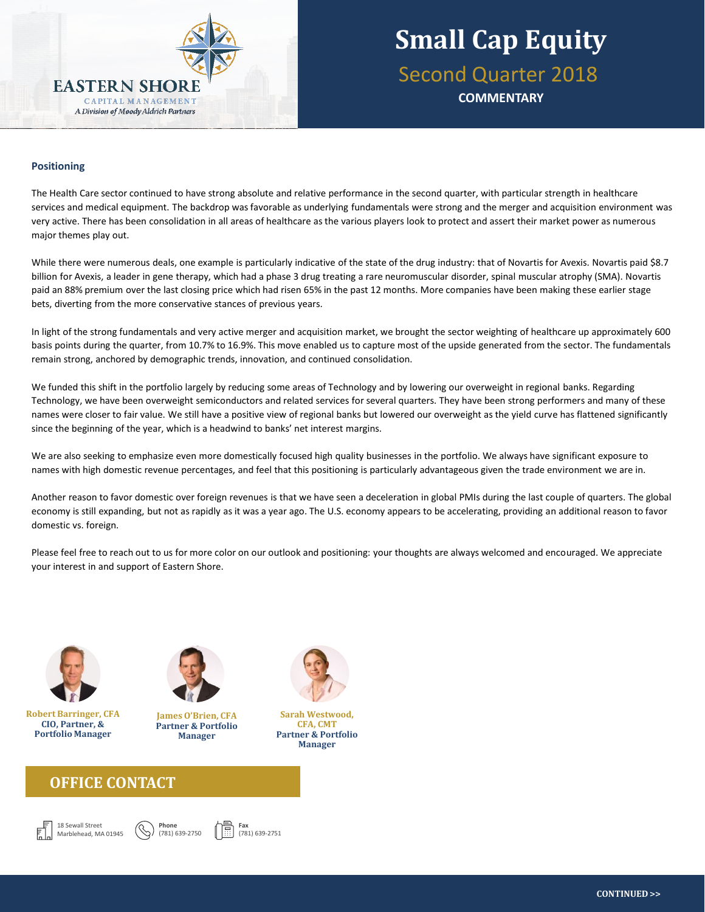# Small Cap Equity

## Second Quarter 2018

**COMMENTARY**

### Positioning

The Health Care sector continued to have strong absolute and relative performance in the second quarter, with particular strength in healthcare services and medical equipment. The backdrop was favorable as underlying fundamentals were strong and the merger and acquisition environment was very active. There has been consolidation in all areas of healthcare as the various players look to protect and assert their market power as numerous major themes play out.

While there were numerous deals, one example is particularly indicative of the state of the drug industry: that of Novartis for Avexis. Novartis paid $8.7 billion for Avexis, a leader in gene therapy, which had a phase 3 drug treating a rare neuromuscular disorder, spinal muscular atrophy (SMA). Novartis paid an 88% premium over the last closing price which had risen 65% in the past 12 months. More companies have been making these earlier stage bets, diverting from the more conservative stances of previous years.

In light of the strong fundamentals and very active merger and acquisition market, we brought the sector weighting of healthcare up approximately 600 basis points during the quarter, from 10.7% to 16.9%. This move enabled us to capture most of the upside generated from the sector. The fundamentals remain strong, anchored by demographic trends, innovation, and continued consolidation.

We funded this shift in the portfolio largely by reducing some areas of Technology and by lowering our overweight in regional banks. Regarding Technology, we have been overweight semiconductors and related services for several quarters. They have been strong performers and many of these names were closer to fair value. We still have a positive view of regional banks but lowered our overweight as the yield curve has flattened significantly since the beginning of the year, which is a headwind to banks' net interest margins.

We are also seeking to emphasize even more domestically focused high quality businesses in the portfolio. We always have significant exposure to names with high domestic revenue percentages, and feel that this positioning is particularly advantageous given the trade environment we are in.

Another reason to favor domestic over foreign revenues is that we have seen a deceleration in global PMIs during the last couple of quarters. The global economy is still expanding, but not as rapidly as it was a year ago. The U.S. economy appears to be accelerating, providing an additional reason to favor domestic vs. foreign.

Please feel free to reach out to us for more color on our outlook and positioning: your thoughts are always welcomed and encouraged. We appreciate your interest in and support of Eastern Shore.

**Robert Barringer, CFA**
CIO, Partner, & Portfolio Manager

**James O'Brien, CFA**
Partner & Portfolio Manager

**Sarah Westwood, CFA, CMT**
Partner & Portfolio Manager

## OFFICE CONTACT

18 Sewall Street
Marblehead, MA 01945

**Phone**
(781) 639-2750

**Fax**
(781) 639-2751

CONTINUED >>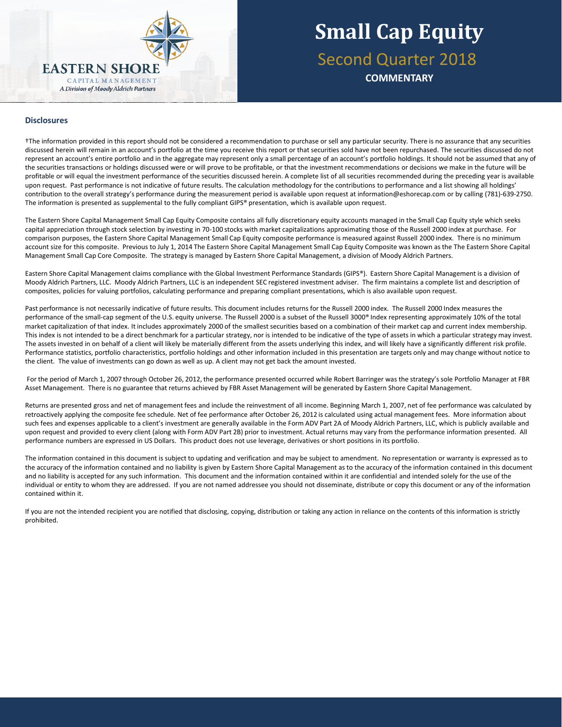EASTERN SHORE
CAPITAL MANAGEMENT
*A Division of Moody Aldrich Partners*

# Small Cap Equity

## Second Quarter 2018

**COMMENTARY**

### Disclosures

†The information provided in this report should not be considered a recommendation to purchase or sell any particular security. There is no assurance that any securities discussed herein will remain in an account's portfolio at the time you receive this report or that securities sold have not been repurchased. The securities discussed do not represent an account's entire portfolio and in the aggregate may represent only a small percentage of an account's portfolio holdings. It should not be assumed that any of the securities transactions or holdings discussed were or will prove to be profitable, or that the investment recommendations or decisions we make in the future will be profitable or will equal the investment performance of the securities discussed herein. A complete list of all securities recommended during the preceding year is available upon request. Past performance is not indicative of future results. The calculation methodology for the contributions to performance and a list showing all holdings' contribution to the overall strategy's performance during the measurement period is available upon request at information@eshorecap.com or by calling (781)-639-2750. The information is presented as supplemental to the fully compliant GIPS® presentation, which is available upon request.

The Eastern Shore Capital Management Small Cap Equity Composite contains all fully discretionary equity accounts managed in the Small Cap Equity style which seeks capital appreciation through stock selection by investing in 70-100 stocks with market capitalizations approximating those of the Russell 2000 index at purchase. For comparison purposes, the Eastern Shore Capital Management Small Cap Equity composite performance is measured against Russell 2000 index. There is no minimum account size for this composite. Previous to July 1, 2014 The Eastern Shore Capital Management Small Cap Equity Composite was known as the The Eastern Shore Capital Management Small Cap Core Composite. The strategy is managed by Eastern Shore Capital Management, a division of Moody Aldrich Partners.

Eastern Shore Capital Management claims compliance with the Global Investment Performance Standards (GIPS®). Eastern Shore Capital Management is a division of Moody Aldrich Partners, LLC. Moody Aldrich Partners, LLC is an independent SEC registered investment adviser. The firm maintains a complete list and description of composites, policies for valuing portfolios, calculating performance and preparing compliant presentations, which is also available upon request.

Past performance is not necessarily indicative of future results. This document includes returns for the Russell 2000 index. The Russell 2000 Index measures the performance of the small-cap segment of the U.S. equity universe. The Russell 2000 is a subset of the Russell 3000® Index representing approximately 10% of the total market capitalization of that index. It includes approximately 2000 of the smallest securities based on a combination of their market cap and current index membership. This index is not intended to be a direct benchmark for a particular strategy, nor is intended to be indicative of the type of assets in which a particular strategy may invest. The assets invested in on behalf of a client will likely be materially different from the assets underlying this index, and will likely have a significantly different risk profile. Performance statistics, portfolio characteristics, portfolio holdings and other information included in this presentation are targets only and may change without notice to the client. The value of investments can go down as well as up. A client may not get back the amount invested.

For the period of March 1, 2007 through October 26, 2012, the performance presented occurred while Robert Barringer was the strategy's sole Portfolio Manager at FBR Asset Management. There is no guarantee that returns achieved by FBR Asset Management will be generated by Eastern Shore Capital Management.

Returns are presented gross and net of management fees and include the reinvestment of all income. Beginning March 1, 2007, net of fee performance was calculated by retroactively applying the composite fee schedule. Net of fee performance after October 26, 2012 is calculated using actual management fees. More information about such fees and expenses applicable to a client's investment are generally available in the Form ADV Part 2A of Moody Aldrich Partners, LLC, which is publicly available and upon request and provided to every client (along with Form ADV Part 2B) prior to investment. Actual returns may vary from the performance information presented. All performance numbers are expressed in US Dollars. This product does not use leverage, derivatives or short positions in its portfolio.

The information contained in this document is subject to updating and verification and may be subject to amendment. No representation or warranty is expressed as to the accuracy of the information contained and no liability is given by Eastern Shore Capital Management as to the accuracy of the information contained in this document and no liability is accepted for any such information. This document and the information contained within it are confidential and intended solely for the use of the individual or entity to whom they are addressed. If you are not named addressee you should not disseminate, distribute or copy this document or any of the information contained within it.

If you are not the intended recipient you are notified that disclosing, copying, distribution or taking any action in reliance on the contents of this information is strictly prohibited.